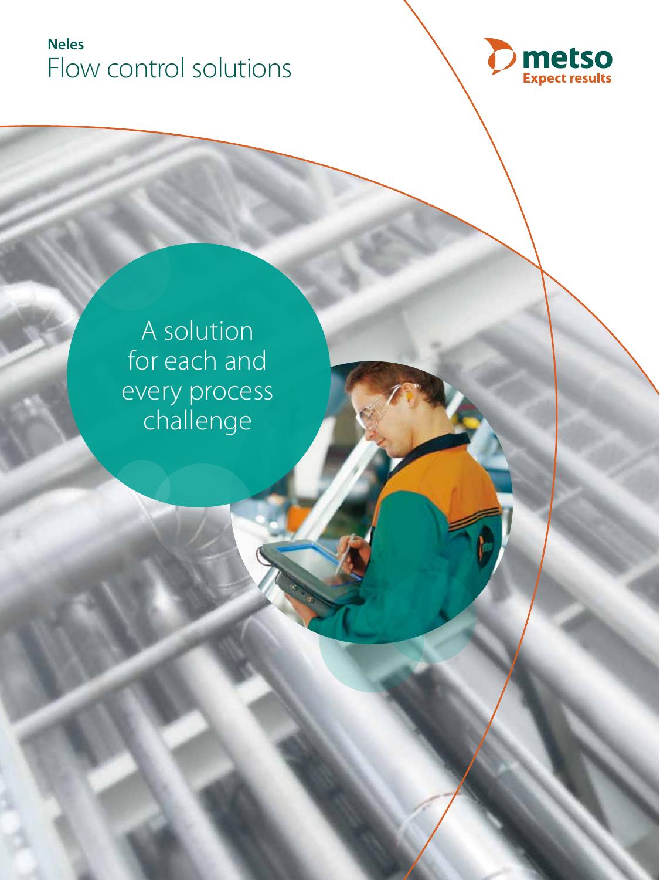**Neles**

# Flow control solutions

metso
Expect results

A solution for each and every process challenge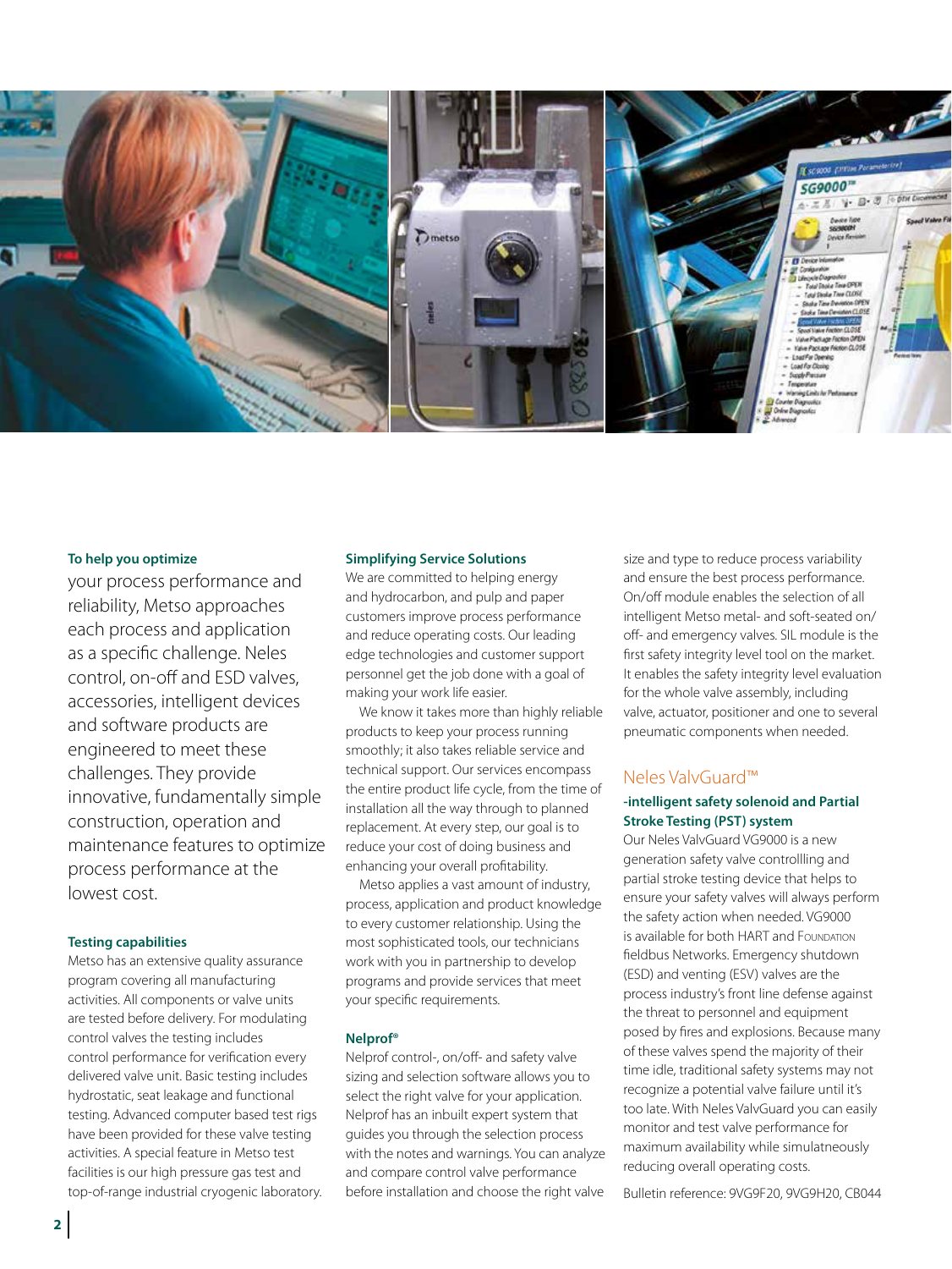**To help you optimize**

your process performance and reliability, Metso approaches each process and application as a specific challenge. Neles control, on-off and ESD valves, accessories, intelligent devices and software products are engineered to meet these challenges. They provide innovative, fundamentally simple construction, operation and maintenance features to optimize process performance at the lowest cost.

**Testing capabilities**

Metso has an extensive quality assurance program covering all manufacturing activities. All components or valve units are tested before delivery. For modulating control valves the testing includes control performance for verification every delivered valve unit. Basic testing includes hydrostatic, seat leakage and functional testing. Advanced computer based test rigs have been provided for these valve testing activities. A special feature in Metso test facilities is our high pressure gas test and top-of-range industrial cryogenic laboratory.

**Simplifying Service Solutions**

We are committed to helping energy and hydrocarbon, and pulp and paper customers improve process performance and reduce operating costs. Our leading edge technologies and customer support personnel get the job done with a goal of making your work life easier.

We know it takes more than highly reliable products to keep your process running smoothly; it also takes reliable service and technical support. Our services encompass the entire product life cycle, from the time of installation all the way through to planned replacement. At every step, our goal is to reduce your cost of doing business and enhancing your overall profitability.

Metso applies a vast amount of industry, process, application and product knowledge to every customer relationship. Using the most sophisticated tools, our technicians work with you in partnership to develop programs and provide services that meet your specific requirements.

**Nelprof®**

Nelprof control-, on/off- and safety valve sizing and selection software allows you to select the right valve for your application. Nelprof has an inbuilt expert system that guides you through the selection process with the notes and warnings. You can analyze and compare control valve performance before installation and choose the right valve size and type to reduce process variability and ensure the best process performance. On/off module enables the selection of all intelligent Metso metal- and soft-seated on/off- and emergency valves. SIL module is the first safety integrity level tool on the market. It enables the safety integrity level evaluation for the whole valve assembly, including valve, actuator, positioner and one to several pneumatic components when needed.

## Neles ValvGuard™

**-intelligent safety solenoid and Partial Stroke Testing (PST) system**

Our Neles ValvGuard VG9000 is a new generation safety valve controllling and partial stroke testing device that helps to ensure your safety valves will always perform the safety action when needed. VG9000 is available for both HART and Foundation fieldbus Networks. Emergency shutdown (ESD) and venting (ESV) valves are the process industry's front line defense against the threat to personnel and equipment posed by fires and explosions. Because many of these valves spend the majority of their time idle, traditional safety systems may not recognize a potential valve failure until it's too late. With Neles ValvGuard you can easily monitor and test valve performance for maximum availability while simulatneously reducing overall operating costs.

Bulletin reference: 9VG9F20, 9VG9H20, CB044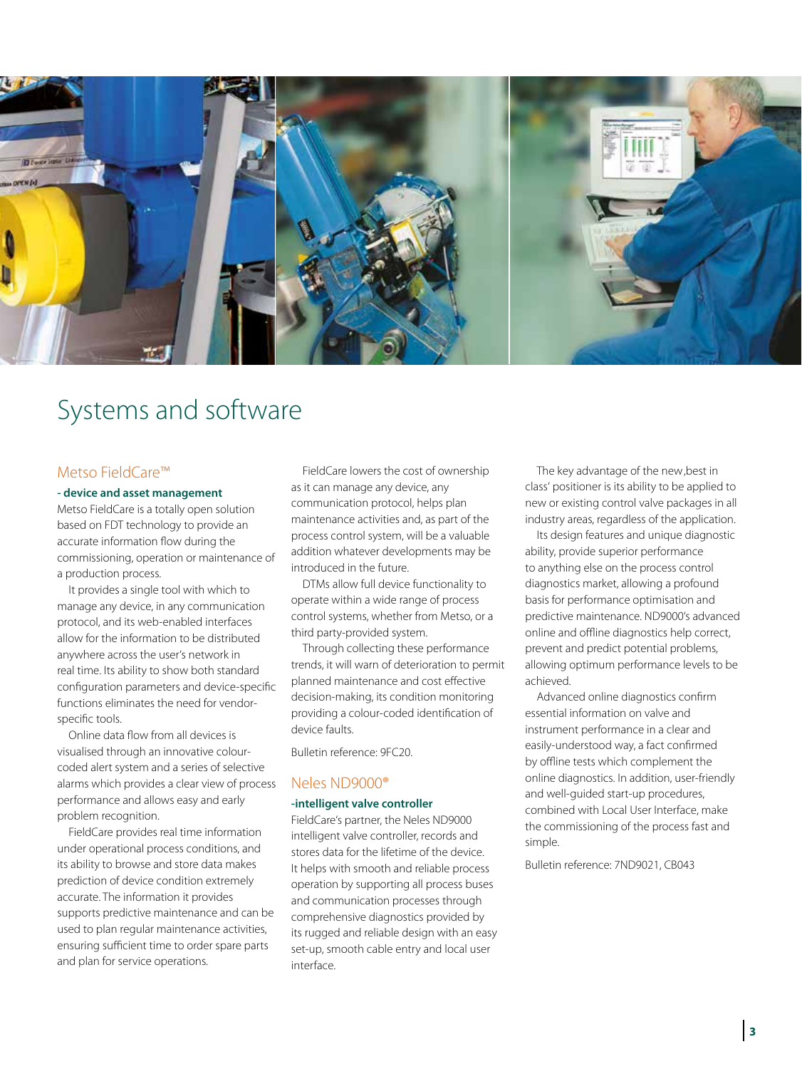# Systems and software

## Metso FieldCare™

**- device and asset management**

Metso FieldCare is a totally open solution based on FDT technology to provide an accurate information flow during the commissioning, operation or maintenance of a production process.

It provides a single tool with which to manage any device, in any communication protocol, and its web-enabled interfaces allow for the information to be distributed anywhere across the user's network in real time. Its ability to show both standard configuration parameters and device-specific functions eliminates the need for vendor-specific tools.

Online data flow from all devices is visualised through an innovative colour-coded alert system and a series of selective alarms which provides a clear view of process performance and allows easy and early problem recognition.

FieldCare provides real time information under operational process conditions, and its ability to browse and store data makes prediction of device condition extremely accurate. The information it provides supports predictive maintenance and can be used to plan regular maintenance activities, ensuring sufficient time to order spare parts and plan for service operations.

FieldCare lowers the cost of ownership as it can manage any device, any communication protocol, helps plan maintenance activities and, as part of the process control system, will be a valuable addition whatever developments may be introduced in the future.

DTMs allow full device functionality to operate within a wide range of process control systems, whether from Metso, or a third party-provided system.

Through collecting these performance trends, it will warn of deterioration to permit planned maintenance and cost effective decision-making, its condition monitoring providing a colour-coded identification of device faults.

Bulletin reference: 9FC20.

## Neles ND9000®

**-intelligent valve controller**

FieldCare's partner, the Neles ND9000 intelligent valve controller, records and stores data for the lifetime of the device. It helps with smooth and reliable process operation by supporting all process buses and communication processes through comprehensive diagnostics provided by its rugged and reliable design with an easy set-up, smooth cable entry and local user interface.

The key advantage of the new,best in class' positioner is its ability to be applied to new or existing control valve packages in all industry areas, regardless of the application.

Its design features and unique diagnostic ability, provide superior performance to anything else on the process control diagnostics market, allowing a profound basis for performance optimisation and predictive maintenance. ND9000's advanced online and offline diagnostics help correct, prevent and predict potential problems, allowing optimum performance levels to be achieved.

Advanced online diagnostics confirm essential information on valve and instrument performance in a clear and easily-understood way, a fact confirmed by offline tests which complement the online diagnostics. In addition, user-friendly and well-guided start-up procedures, combined with Local User Interface, make the commissioning of the process fast and simple.

Bulletin reference: 7ND9021, CB043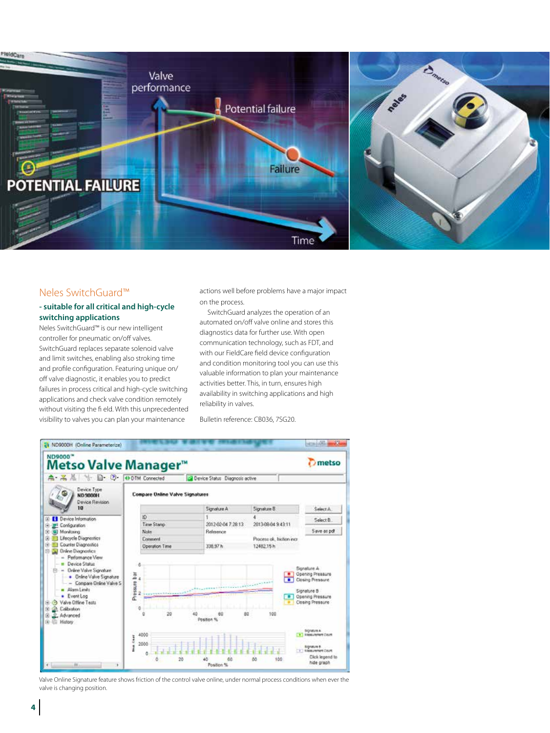## Neles SwitchGuard™

**- suitable for all critical and high-cycle switching applications**

Neles SwitchGuard™ is our new intelligent controller for pneumatic on/off valves. SwitchGuard replaces separate solenoid valve and limit switches, enabling also stroking time and profile configuration. Featuring unique on/off valve diagnostic, it enables you to predict failures in process critical and high-cycle switching applications and check valve condition remotely without visiting the fi eld. With this unprecedented visibility to valves you can plan your maintenance actions well before problems have a major impact on the process.

SwitchGuard analyzes the operation of an automated on/off valve online and stores this diagnostics data for further use. With open communication technology, such as FDT, and with our FieldCare field device configuration and condition monitoring tool you can use this valuable information to plan your maintenance activities better. This, in turn, ensures high availability in switching applications and high reliability in valves.

Bulletin reference: CB036, 7SG20.

Valve Online Signature feature shows friction of the control valve online, under normal process conditions when ever the valve is changing position.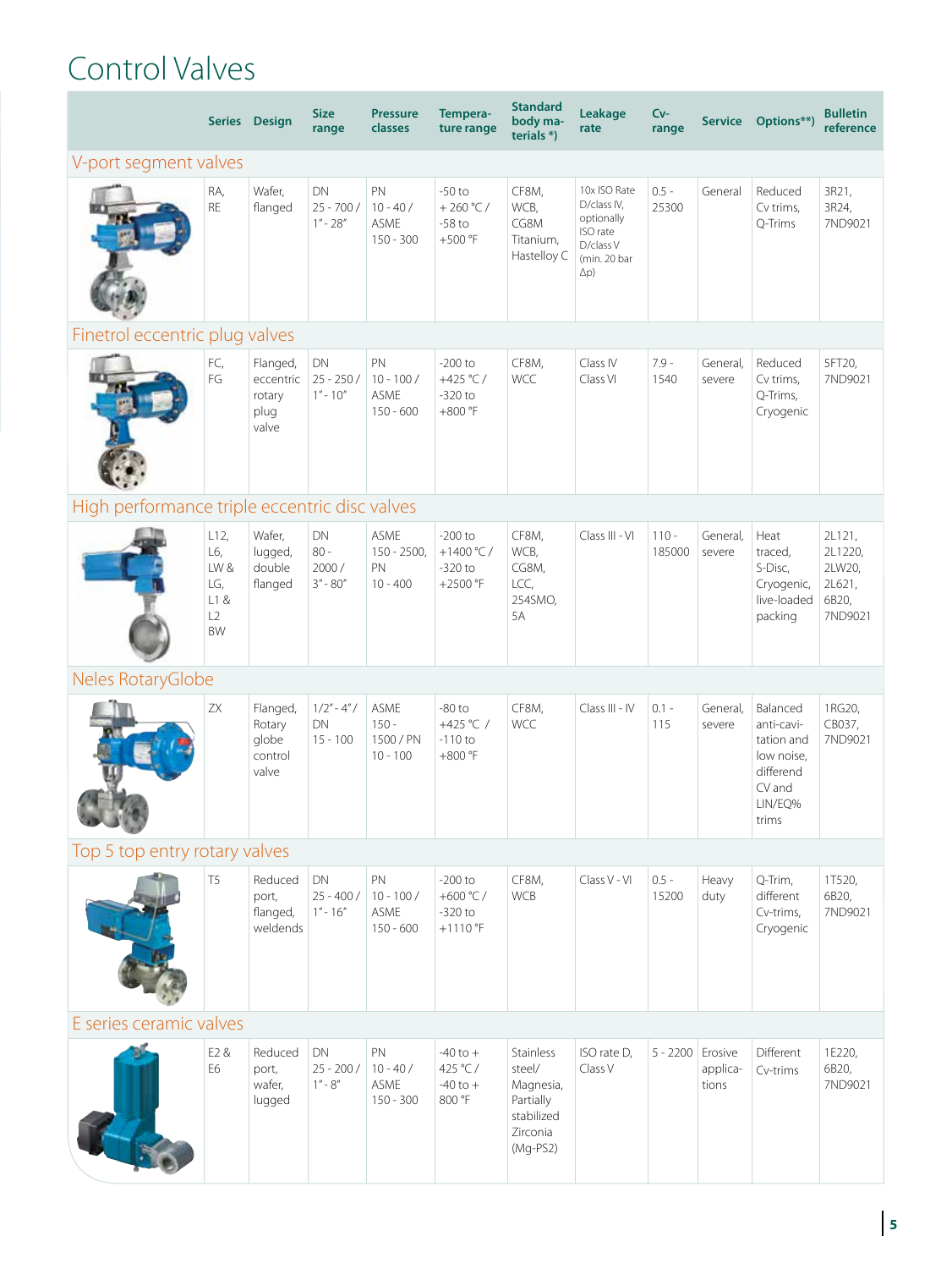# Control Valves

| | Series | Design | Size range | Pressure classes | Temperature range | Standard body materials *) | Leakage rate | Cv-range | Service | Options**) | Bulletin reference |
|---|---|---|---|---|---|---|---|---|---|---|---|
| **V-port segment valves** | | | | | | | | | | | |
| | RA, RE | Wafer, flanged | DN 25 - 700 / 1" - 28" | PN 10 - 40 / ASME 150 - 300 | -50 to + 260 °C / -58 to +500 °F | CF8M, WCB, CG8M Titanium, Hastelloy C | 10x ISO Rate D/class IV, optionally ISO rate D/class V (min. 20 bar Δp) | 0.5 - 25300 | General | Reduced Cv trims, Q-Trims | 3R21, 3R24, 7ND9021 |
| **Finetrol eccentric plug valves** | | | | | | | | | | | |
| | FC, FG | Flanged, eccentric rotary plug valve | DN 25 - 250 / 1" - 10" | PN 10 - 100 / ASME 150 - 600 | -200 to +425 °C / -320 to +800 °F | CF8M, WCC | Class IV Class VI | 7.9 - 1540 | General, severe | Reduced Cv trims, Q-Trims, Cryogenic | 5FT20, 7ND9021 |
| **High performance triple eccentric disc valves** | | | | | | | | | | | |
| | L12, L6, LW & LG, L1 & L2 BW | Wafer, lugged, double flanged | DN 80 - 2000 / 3" - 80" | ASME 150 - 2500, PN 10 - 400 | -200 to +1400 °C / -320 to +2500 °F | CF8M, WCB, CG8M, LCC, 254SMO, 5A | Class III - VI | 110 - 185000 | General, severe | Heat traced, S-Disc, Cryogenic, live-loaded packing | 2L121, 2L1220, 2LW20, 2L621, 6B20, 7ND9021 |
| **Neles RotaryGlobe** | | | | | | | | | | | |
| | ZX | Flanged, Rotary globe control valve | 1/2" - 4" / DN 15 - 100 | ASME 150 - 1500 / PN 10 - 100 | -80 to +425 °C / -110 to +800 °F | CF8M, WCC | Class III - IV | 0.1 - 115 | General, severe | Balanced anti-cavitation and low noise, differend CV and LIN/EQ% trims | 1RG20, CB037, 7ND9021 |
| **Top 5 top entry rotary valves** | | | | | | | | | | | |
| | T5 | Reduced port, flanged, weldends | DN 25 - 400 / 1" - 16" | PN 10 - 100 / ASME 150 - 600 | -200 to +600 °C / -320 to +1110 °F | CF8M, WCB | Class V - VI | 0.5 - 15200 | Heavy duty | Q-Trim, different Cv-trims, Cryogenic | 1T520, 6B20, 7ND9021 |
| **E series ceramic valves** | | | | | | | | | | | |
| | E2 & E6 | Reduced port, wafer, lugged | DN 25 - 200 / 1" - 8" | PN 10 - 40 / ASME 150 - 300 | -40 to + 425 °C / -40 to + 800 °F | Stainless steel/ Magnesia, Partially stabilized Zirconia (Mg-PS2) | ISO rate D, Class V | 5 - 2200 | Erosive applications | Different Cv-trims | 1E220, 6B20, 7ND9021 |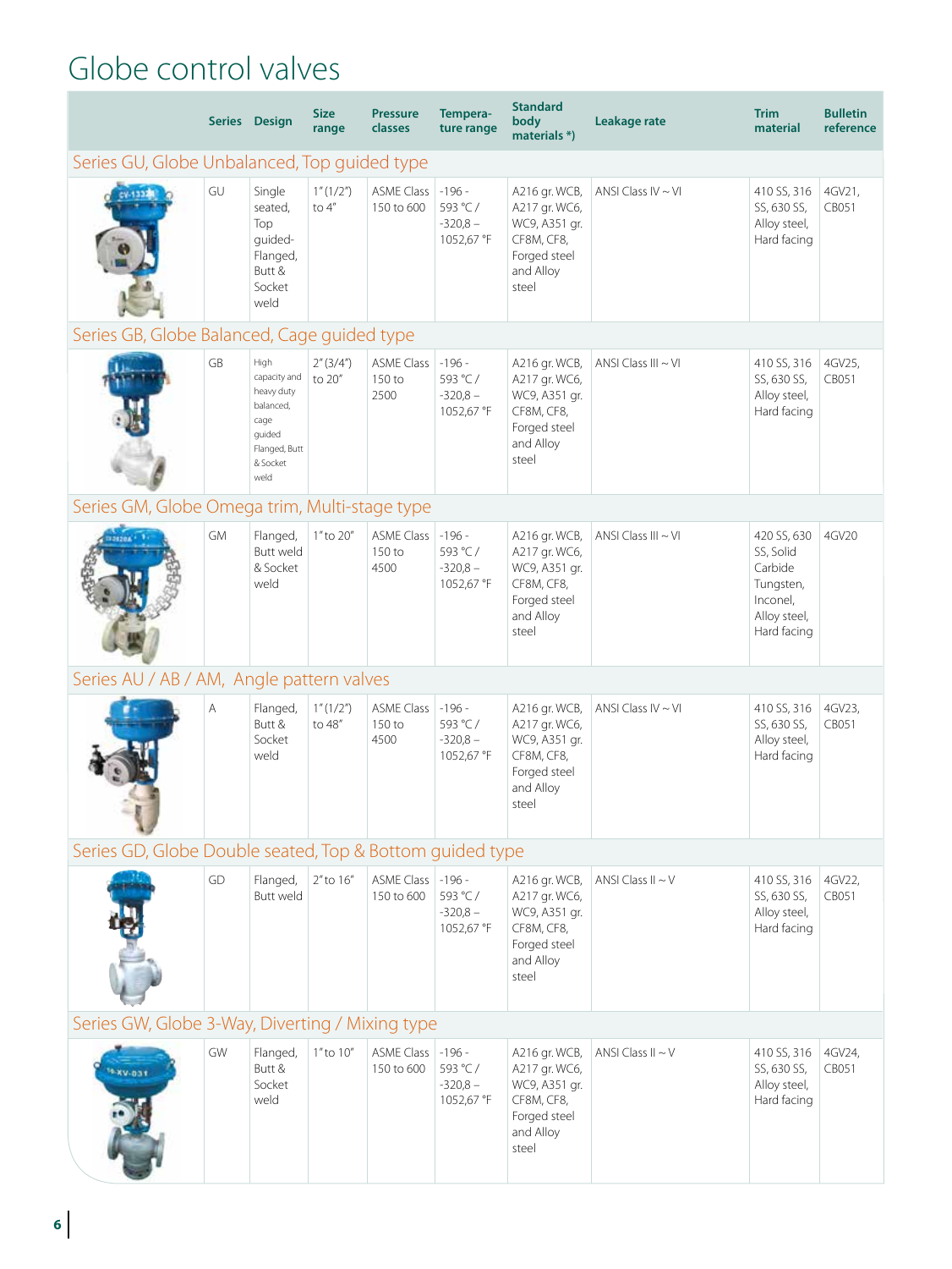# Globe control valves

| | Series | Design | Size range | Pressure classes | Temperature range | Standard body materials *) | Leakage rate | Trim material | Bulletin reference |
|---|---|---|---|---|---|---|---|---|---|
| **Series GU, Globe Unbalanced, Top guided type** | | | | | | | | | |
| | GU | Single seated, Top guided-Flanged, Butt & Socket weld | 1"(1/2") to 4" | ASME Class 150 to 600 | -196 - 593 °C / -320,8 – 1052,67 °F | A216 gr. WCB, A217 gr. WC6, WC9, A351 gr. CF8M, CF8, Forged steel and Alloy steel | ANSI Class IV ~ VI | 410 SS, 316 SS, 630 SS, Alloy steel, Hard facing | 4GV21, CB051 |
| **Series GB, Globe Balanced, Cage guided type** | | | | | | | | | |
| | GB | High capacity and heavy duty balanced, cage guided Flanged, Butt & Socket weld | 2"(3/4") to 20" | ASME Class 150 to 2500 | -196 - 593 °C / -320,8 – 1052,67 °F | A216 gr. WCB, A217 gr. WC6, WC9, A351 gr. CF8M, CF8, Forged steel and Alloy steel | ANSI Class III ~ VI | 410 SS, 316 SS, 630 SS, Alloy steel, Hard facing | 4GV25, CB051 |
| **Series GM, Globe Omega trim, Multi-stage type** | | | | | | | | | |
| | GM | Flanged, Butt weld & Socket weld | 1"to 20" | ASME Class 150 to 4500 | -196 - 593 °C / -320,8 – 1052,67 °F | A216 gr. WCB, A217 gr. WC6, WC9, A351 gr. CF8M, CF8, Forged steel and Alloy steel | ANSI Class III ~ VI | 420 SS, 630 SS, Solid Carbide Tungsten, Inconel, Alloy steel, Hard facing | 4GV20 |
| **Series AU / AB / AM, Angle pattern valves** | | | | | | | | | |
| | A | Flanged, Butt & Socket weld | 1"(1/2") to 48" | ASME Class 150 to 4500 | -196 - 593 °C / -320,8 – 1052,67 °F | A216 gr. WCB, A217 gr. WC6, WC9, A351 gr. CF8M, CF8, Forged steel and Alloy steel | ANSI Class IV ~ VI | 410 SS, 316 SS, 630 SS, Alloy steel, Hard facing | 4GV23, CB051 |
| **Series GD, Globe Double seated, Top & Bottom guided type** | | | | | | | | | |
| | GD | Flanged, Butt weld | 2"to 16" | ASME Class 150 to 600 | -196 - 593 °C / -320,8 – 1052,67 °F | A216 gr. WCB, A217 gr. WC6, WC9, A351 gr. CF8M, CF8, Forged steel and Alloy steel | ANSI Class II ~ V | 410 SS, 316 SS, 630 SS, Alloy steel, Hard facing | 4GV22, CB051 |
| **Series GW, Globe 3-Way, Diverting / Mixing type** | | | | | | | | | |
| | GW | Flanged, Butt & Socket weld | 1"to 10" | ASME Class 150 to 600 | -196 - 593 °C / -320,8 – 1052,67 °F | A216 gr. WCB, A217 gr. WC6, WC9, A351 gr. CF8M, CF8, Forged steel and Alloy steel | ANSI Class II ~ V | 410 SS, 316 SS, 630 SS, Alloy steel, Hard facing | 4GV24, CB051 |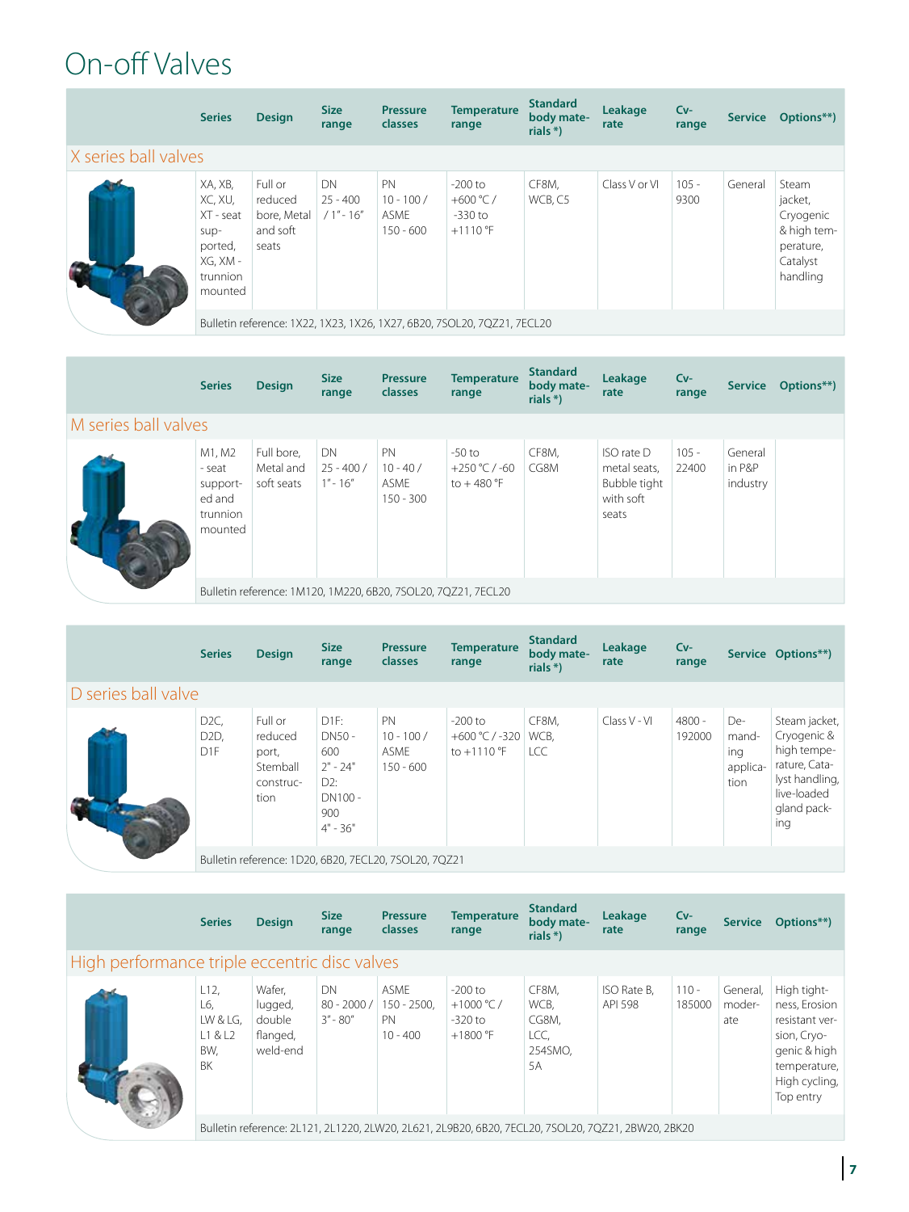# On-off Valves

## X series ball valves

| Series | Design | Size range | Pressure classes | Temperature range | Standard body materials *) | Leakage rate | Cv-range | Service | Options**) |
|---|---|---|---|---|---|---|---|---|---|
| XA, XB, XC, XU, XT - seat supported, XG, XM - trunnion mounted | Full or reduced bore, Metal and soft seats | DN 25 - 400 / 1" - 16" | PN 10 - 100 / ASME 150 - 600 | -200 to +600 °C / -330 to +1110 °F | CF8M, WCB, C5 | Class V or VI | 105 - 9300 | General | Steam jacket, Cryogenic & high temperature, Catalyst handling |

Bulletin reference: 1X22, 1X23, 1X26, 1X27, 6B20, 7SOL20, 7QZ21, 7ECL20

## M series ball valves

| Series | Design | Size range | Pressure classes | Temperature range | Standard body materials *) | Leakage rate | Cv-range | Service | Options**) |
|---|---|---|---|---|---|---|---|---|---|
| M1, M2 - seat supported and trunnion mounted | Full bore, Metal and soft seats | DN 25 - 400 / 1" - 16" | PN 10 - 40 / ASME 150 - 300 | -50 to +250 °C / -60 to + 480 °F | CF8M, CG8M | ISO rate D metal seats, Bubble tight with soft seats | 105 - 22400 | General in P&P industry | |

Bulletin reference: 1M120, 1M220, 6B20, 7SOL20, 7QZ21, 7ECL20

## D series ball valve

| Series | Design | Size range | Pressure classes | Temperature range | Standard body materials *) | Leakage rate | Cv-range | Service | Options**) |
|---|---|---|---|---|---|---|---|---|---|
| D2C, D2D, D1F | Full or reduced port, Stemball construction | D1F: DN50 - 600 2" - 24" D2: DN100 - 900 4" - 36" | PN 10 - 100 / ASME 150 - 600 | -200 to +600 °C / -320 to +1110 °F | CF8M, WCB, LCC | Class V - VI | 4800 - 192000 | Demanding application | Steam jacket, Cryogenic & high temperature, Catalyst handling, live-loaded gland packing |

Bulletin reference: 1D20, 6B20, 7ECL20, 7SOL20, 7QZ21

## High performance triple eccentric disc valves

| Series | Design | Size range | Pressure classes | Temperature range | Standard body materials *) | Leakage rate | Cv-range | Service | Options**) |
|---|---|---|---|---|---|---|---|---|---|
| L12, L6, LW & LG, L1 & L2 BW, BK | Wafer, lugged, double flanged, weld-end | DN 80 - 2000 / 3"- 80" | ASME 150 - 2500, PN 10 - 400 | -200 to +1000 °C / -320 to +1800 °F | CF8M, WCB, CG8M, LCC, 254SMO, 5A | ISO Rate B, API 598 | 110 - 185000 | General, moderate | High tightness, Erosion resistant version, Cryogenic & high temperature, High cycling, Top entry |

Bulletin reference: 2L121, 2L1220, 2LW20, 2L621, 2L9B20, 6B20, 7ECL20, 7SOL20, 7QZ21, 2BW20, 2BK20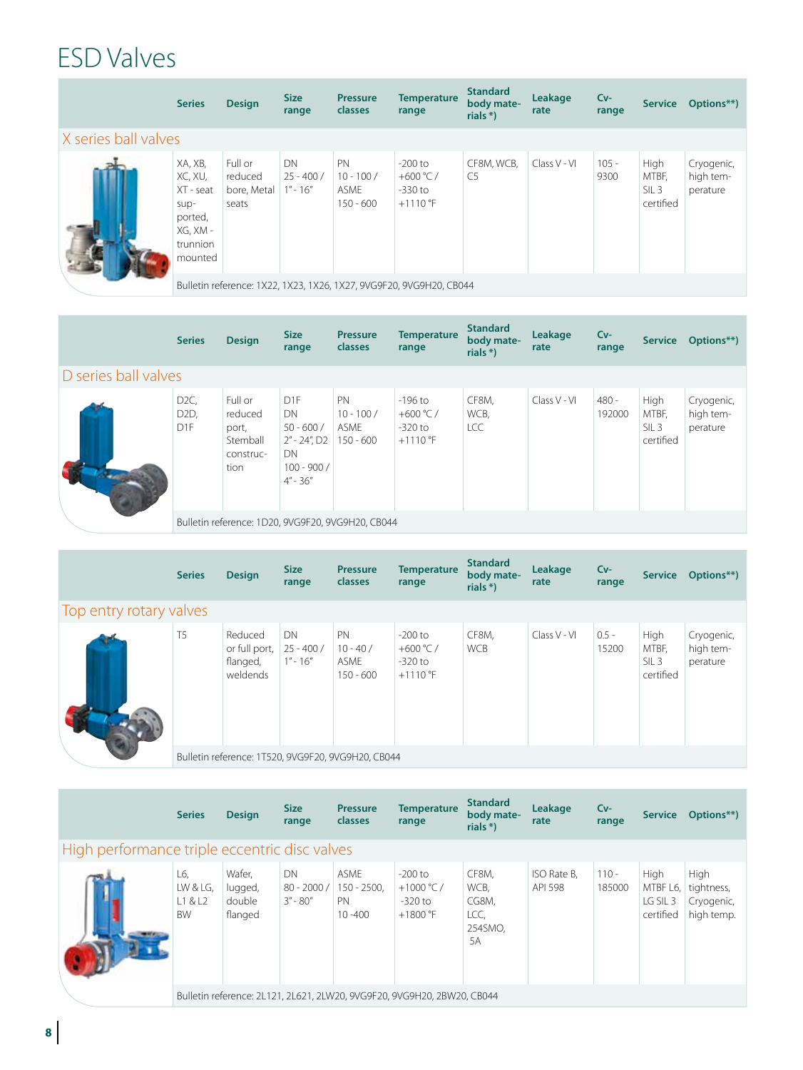# ESD Valves

## X series ball valves

| Series | Design | Size range | Pressure classes | Temperature range | Standard body materials *) | Leakage rate | Cv-range | Service | Options**) |
|---|---|---|---|---|---|---|---|---|---|
| XA, XB, XC, XU, XT - seat supported, XG, XM - trunnion mounted | Full or reduced bore, Metal seats | DN 25 - 400 / 1" - 16" | PN 10 - 100 / ASME 150 - 600 | -200 to +600 °C / -330 to +1110 °F | CF8M, WCB, C5 | Class V - VI | 105 - 9300 | High MTBF, SIL 3 certified | Cryogenic, high temperature |

Bulletin reference: 1X22, 1X23, 1X26, 1X27, 9VG9F20, 9VG9H20, CB044

## D series ball valves

| Series | Design | Size range | Pressure classes | Temperature range | Standard body materials *) | Leakage rate | Cv-range | Service | Options**) |
|---|---|---|---|---|---|---|---|---|---|
| D2C, D2D, D1F | Full or reduced port, Stemball construction | D1F DN 50 - 600 / 2" - 24", D2 DN 100 - 900 / 4" - 36" | PN 10 - 100 / ASME 150 - 600 | -196 to +600 °C / -320 to +1110 °F | CF8M, WCB, LCC | Class V - VI | 480 - 192000 | High MTBF, SIL 3 certified | Cryogenic, high temperature |

Bulletin reference: 1D20, 9VG9F20, 9VG9H20, CB044

## Top entry rotary valves

| Series | Design | Size range | Pressure classes | Temperature range | Standard body materials *) | Leakage rate | Cv-range | Service | Options**) |
|---|---|---|---|---|---|---|---|---|---|
| T5 | Reduced or full port, flanged, weldends | DN 25 - 400 / 1" - 16" | PN 10 - 40 / ASME 150 - 600 | -200 to +600 °C / -320 to +1110 °F | CF8M, WCB | Class V - VI | 0.5 - 15200 | High MTBF, SIL 3 certified | Cryogenic, high temperature |

Bulletin reference: 1T520, 9VG9F20, 9VG9H20, CB044

## High performance triple eccentric disc valves

| Series | Design | Size range | Pressure classes | Temperature range | Standard body materials *) | Leakage rate | Cv-range | Service | Options**) |
|---|---|---|---|---|---|---|---|---|---|
| L6, LW & LG, L1 & L2 BW | Wafer, lugged, double flanged | DN 80 - 2000 / 3" - 80" | ASME 150 - 2500, PN 10 -400 | -200 to +1000 °C / -320 to +1800 °F | CF8M, WCB, CG8M, LCC, 254SMO, 5A | ISO Rate B, API 598 | 110 - 185000 | High MTBF L6, LG SIL 3 certified | High tightness, Cryogenic, high temp. |

Bulletin reference: 2L121, 2L621, 2LW20, 9VG9F20, 9VG9H20, 2BW20, CB044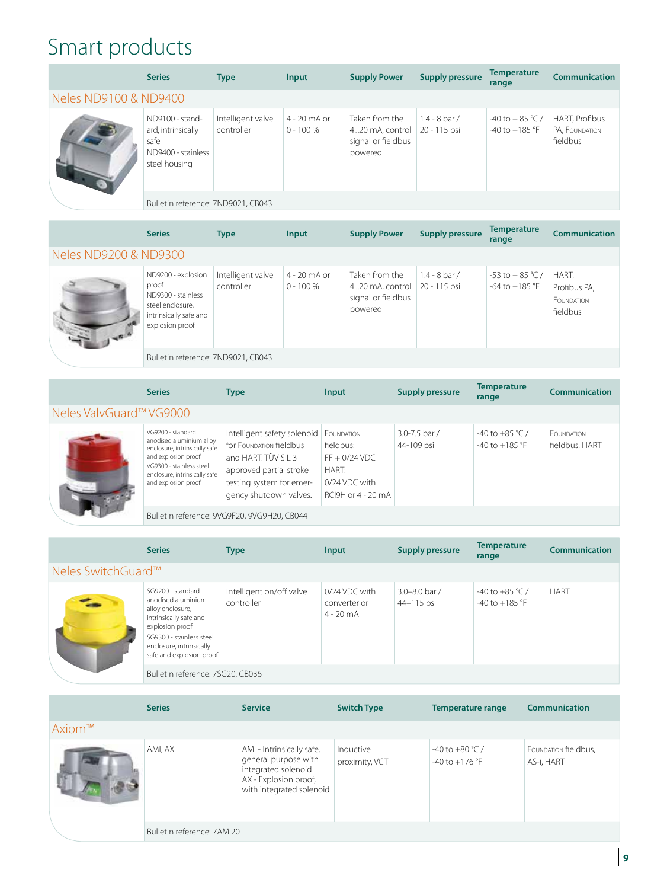# Smart products

## Neles ND9100 & ND9400

| Series | Type | Input | Supply Power | Supply pressure | Temperature range | Communication |
|---|---|---|---|---|---|---|
| ND9100 - standard, intrinsically safe<br>ND9400 - stainless steel housing | Intelligent valve controller | 4 - 20 mA or 0 - 100 % | Taken from the 4...20 mA, control signal or fieldbus powered | 1.4 - 8 bar / 20 - 115 psi | -40 to + 85 °C / -40 to +185 °F | HART, Profibus PA, Foundation fieldbus |

Bulletin reference: 7ND9021, CB043

## Neles ND9200 & ND9300

| Series | Type | Input | Supply Power | Supply pressure | Temperature range | Communication |
|---|---|---|---|---|---|---|
| ND9200 - explosion proof<br>ND9300 - stainless steel enclosure, intrinsically safe and explosion proof | Intelligent valve controller | 4 - 20 mA or 0 - 100 % | Taken from the 4...20 mA, control signal or fieldbus powered | 1.4 - 8 bar / 20 - 115 psi | -53 to + 85 °C / -64 to +185 °F | HART, Profibus PA, Foundation fieldbus |

Bulletin reference: 7ND9021, CB043

## Neles ValvGuard™ VG9000

| Series | Type | Input | Supply pressure | Temperature range | Communication |
|---|---|---|---|---|---|
| VG9200 - standard anodised aluminium alloy enclosure, intrinsically safe and explosion proof<br>VG9300 - stainless steel enclosure, intrinsically safe and explosion proof | Intelligent safety solenoid for Foundation fieldbus and HART. TÜV SIL 3 approved partial stroke testing system for emergency shutdown valves. | Foundation fieldbus:<br>FF + 0/24 VDC<br>HART:<br>0/24 VDC with RCI9H or 4 - 20 mA | 3.0-7.5 bar / 44-109 psi | -40 to +85 °C / -40 to +185 °F | Foundation fieldbus, HART |

Bulletin reference: 9VG9F20, 9VG9H20, CB044

## Neles SwitchGuard™

| Series | Type | Input | Supply pressure | Temperature range | Communication |
|---|---|---|---|---|---|
| SG9200 - standard anodised aluminium alloy enclosure, intrinsically safe and explosion proof<br>SG9300 - stainless steel enclosure, intrinsically safe and explosion proof | Intelligent on/off valve controller | 0/24 VDC with converter or 4 - 20 mA | 3.0–8.0 bar / 44–115 psi | -40 to +85 °C / -40 to +185 °F | HART |

Bulletin reference: 7SG20, CB036

## Axiom™

| Series | Service | Switch Type | Temperature range | Communication |
|---|---|---|---|---|
| AMI, AX | AMI - Intrinsically safe, general purpose with integrated solenoid<br>AX - Explosion proof, with integrated solenoid | Inductive proximity, VCT | -40 to +80 °C / -40 to +176 °F | Foundation fieldbus, AS-i, HART |

Bulletin reference: 7AMI20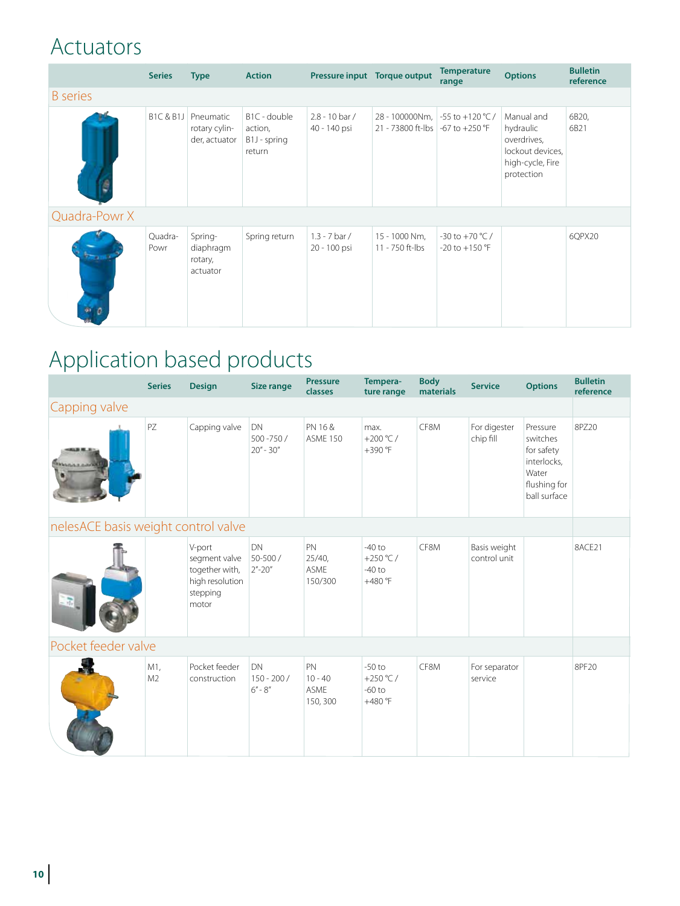# Actuators

| | Series | Type | Action | Pressure input | Torque output | Temperature range | Options | Bulletin reference |
|---|---|---|---|---|---|---|---|---|
| **B series** | | | | | | | | |
| | B1C & B1J | Pneumatic rotary cylinder, actuator | B1C - double action, B1J - spring return | 2.8 - 10 bar / 40 - 140 psi | 28 - 100000Nm, 21 - 73800 ft-lbs | -55 to +120 °C / -67 to +250 °F | Manual and hydraulic overdrives, lockout devices, high-cycle, Fire protection | 6B20, 6B21 |
| **Quadra-Powr X** | | | | | | | | |
| | Quadra-Powr | Spring-diaphragm rotary, actuator | Spring return | 1.3 - 7 bar / 20 - 100 psi | 15 - 1000 Nm, 11 - 750 ft-lbs | -30 to +70 °C / -20 to +150 °F | | 6QPX20 |

# Application based products

| | Series | Design | Size range | Pressure classes | Temperature range | Body materials | Service | Options | Bulletin reference |
|---|---|---|---|---|---|---|---|---|---|
| **Capping valve** | | | | | | | | | |
| | PZ | Capping valve | DN 500 -750 / 20" - 30" | PN 16 & ASME 150 | max. +200 °C / +390 °F | CF8M | For digester chip fill | Pressure switches for safety interlocks, Water flushing for ball surface | 8PZ20 |
| **nelesACE basis weight control valve** | | | | | | | | | |
| | | V-port segment valve together with, high resolution stepping motor | DN 50-500 / 2"-20" | PN 25/40, ASME 150/300 | -40 to +250 °C / -40 to +480 °F | CF8M | Basis weight control unit | | 8ACE21 |
| **Pocket feeder valve** | | | | | | | | | |
| | M1, M2 | Pocket feeder construction | DN 150 - 200 / 6" - 8" | PN 10 - 40 ASME 150, 300 | -50 to +250 °C / -60 to +480 °F | CF8M | For separator service | | 8PF20 |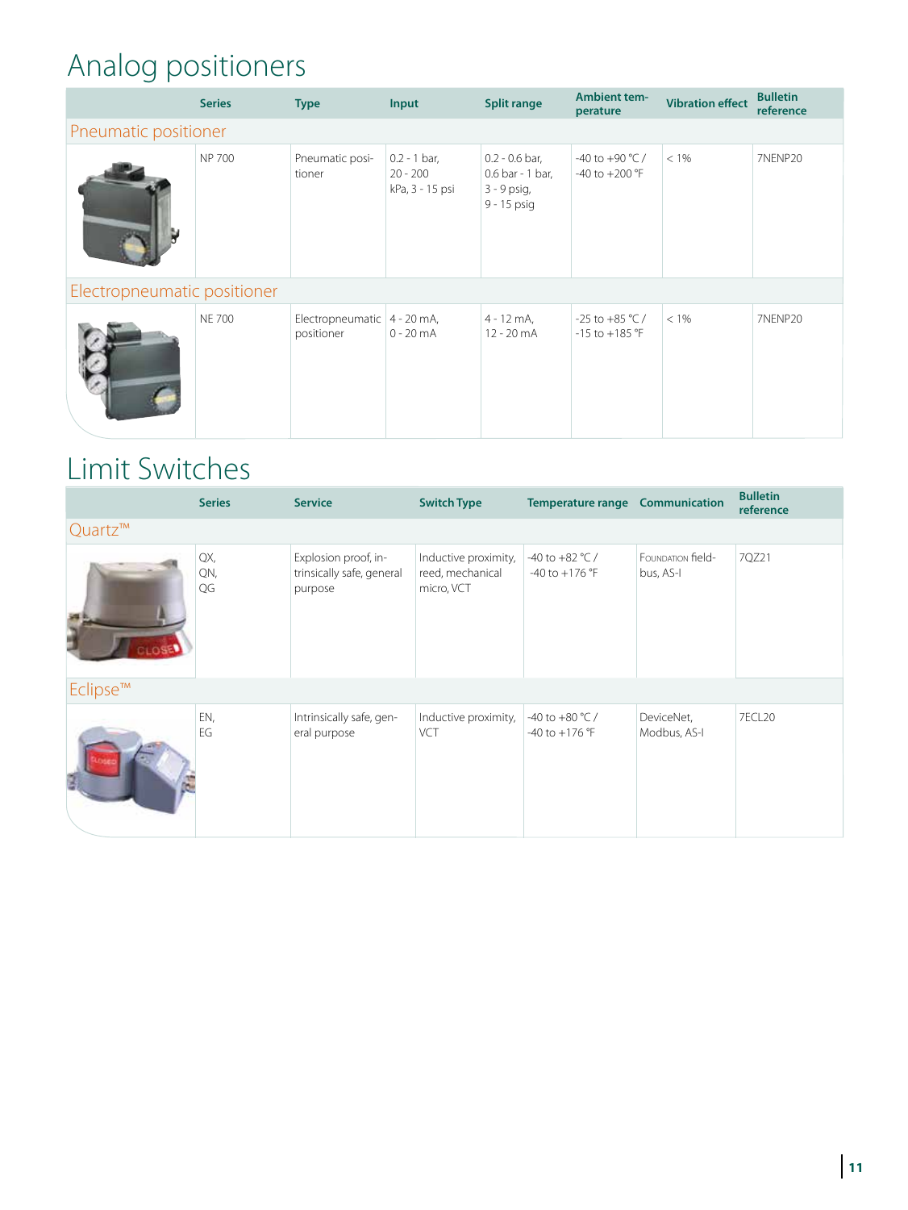# Analog positioners

| | Series | Type | Input | Split range | Ambient temperature | Vibration effect | Bulletin reference |
|---|---|---|---|---|---|---|---|
| **Pneumatic positioner** | | | | | | | |
| | NP 700 | Pneumatic positioner | 0.2 - 1 bar, 20 - 200 kPa, 3 - 15 psi | 0.2 - 0.6 bar, 0.6 bar - 1 bar, 3 - 9 psig, 9 - 15 psig | -40 to +90 °C / -40 to +200 °F | < 1% | 7NENP20 |
| **Electropneumatic positioner** | | | | | | | |
| | NE 700 | Electropneumatic positioner | 4 - 20 mA, 0 - 20 mA | 4 - 12 mA, 12 - 20 mA | -25 to +85 °C / -15 to +185 °F | < 1% | 7NENP20 |

# Limit Switches

| | Series | Service | Switch Type | Temperature range | Communication | Bulletin reference |
|---|---|---|---|---|---|---|
| **Quartz™** | | | | | | |
| | QX, QN, QG | Explosion proof, intrinsically safe, general purpose | Inductive proximity, reed, mechanical micro, VCT | -40 to +82 °C / -40 to +176 °F | Foundation fieldbus, AS-I | 7QZ21 |
| **Eclipse™** | | | | | | |
| | EN, EG | Intrinsically safe, general purpose | Inductive proximity, VCT | -40 to +80 °C / -40 to +176 °F | DeviceNet, Modbus, AS-I | 7ECL20 |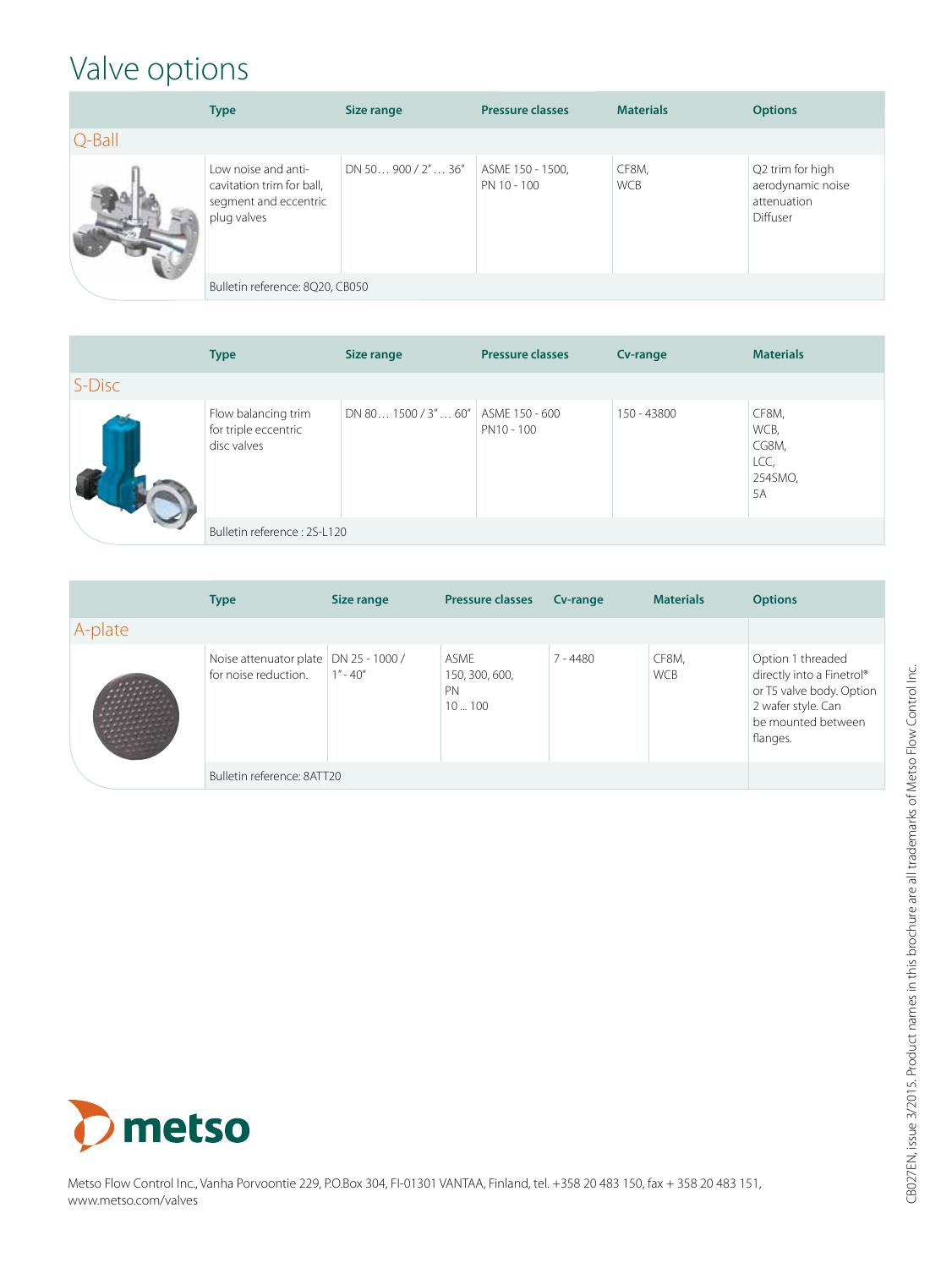# Valve options

## Q-Ball

| Type | Size range | Pressure classes | Materials | Options |
|---|---|---|---|---|
| Low noise and anti-cavitation trim for ball, segment and eccentric plug valves | DN 50… 900 / 2"… 36" | ASME 150 - 1500, PN 10 - 100 | CF8M, WCB | Q2 trim for high aerodynamic noise attenuation Diffuser |

Bulletin reference: 8Q20, CB050

## S-Disc

| Type | Size range | Pressure classes | Cv-range | Materials |
|---|---|---|---|---|
| Flow balancing trim for triple eccentric disc valves | DN 80… 1500 / 3"… 60" | ASME 150 - 600 PN10 - 100 | 150 - 43800 | CF8M, WCB, CG8M, LCC, 254SMO, 5A |

Bulletin reference : 2S-L120

## A-plate

| Type | Size range | Pressure classes | Cv-range | Materials | Options |
|---|---|---|---|---|---|
| Noise attenuator plate for noise reduction. | DN 25 - 1000 / 1" - 40" | ASME 150, 300, 600, PN 10 ... 100 | 7 - 4480 | CF8M, WCB | Option 1 threaded directly into a Finetrol® or T5 valve body. Option 2 wafer style. Can be mounted between flanges. |

Bulletin reference: 8ATT20

metso

Metso Flow Control Inc., Vanha Porvoontie 229, P.O.Box 304, FI-01301 VANTAA, Finland, tel. +358 20 483 150, fax + 358 20 483 151, www.metso.com/valves

CB027EN, issue 3/2015. Product names in this brochure are all trademarks of Metso Flow Control Inc.